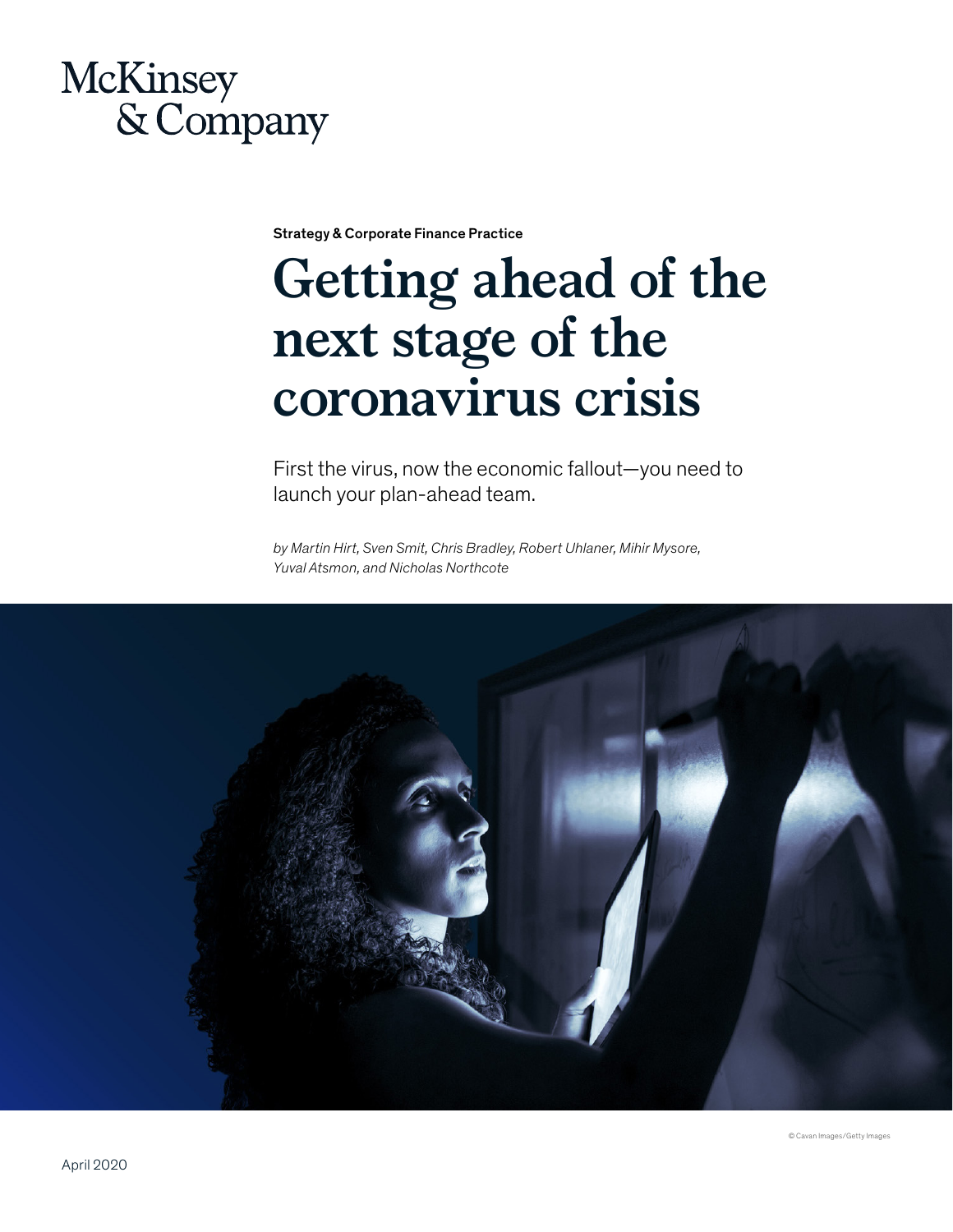McKinsey & Company

Strategy & Corporate Finance Practice

# Getting ahead of the next stage of the coronavirus crisis

First the virus, now the economic fallout—you need to launch your plan-ahead team.

*by Martin Hirt, Sven Smit, Chris Bradley, Robert Uhlaner, Mihir Mysore, Yuval Atsmon, and Nicholas Northcote*

© Cavan Images/Getty Images

April 2020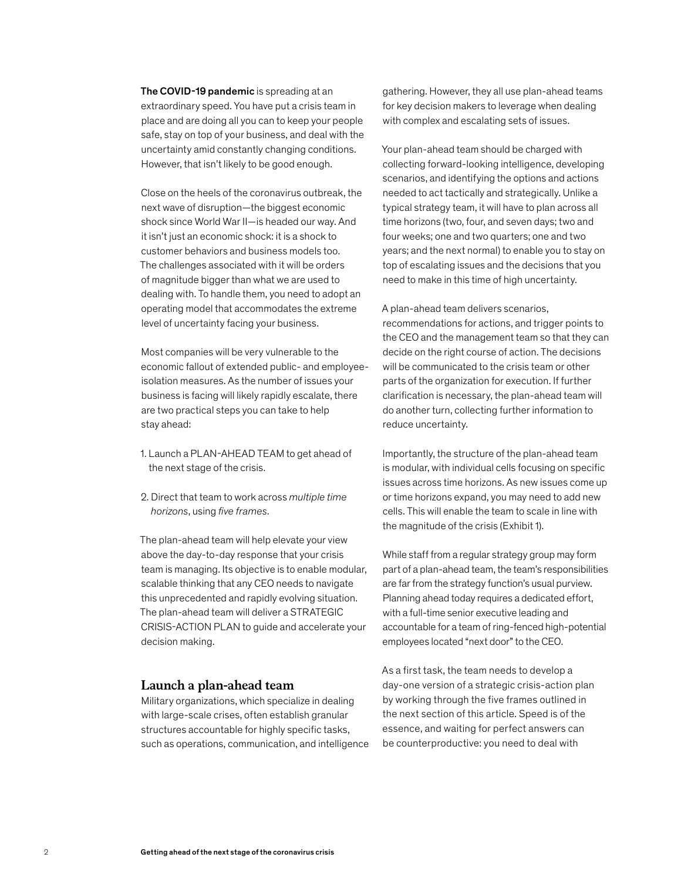**The COVID-19 pandemic** is spreading at an extraordinary speed. You have put a crisis team in place and are doing all you can to keep your people safe, stay on top of your business, and deal with the uncertainty amid constantly changing conditions. However, that isn't likely to be good enough.

Close on the heels of the coronavirus outbreak, the next wave of disruption—the biggest economic shock since World War II—is headed our way. And it isn't just an economic shock: it is a shock to customer behaviors and business models too. The challenges associated with it will be orders of magnitude bigger than what we are used to dealing with. To handle them, you need to adopt an operating model that accommodates the extreme level of uncertainty facing your business.

Most companies will be very vulnerable to the economic fallout of extended public- and employee-isolation measures. As the number of issues your business is facing will likely rapidly escalate, there are two practical steps you can take to help stay ahead:

1. Launch a PLAN-AHEAD TEAM to get ahead of the next stage of the crisis.

2. Direct that team to work across *multiple time horizons*, using *five frames*.

The plan-ahead team will help elevate your view above the day-to-day response that your crisis team is managing. Its objective is to enable modular, scalable thinking that any CEO needs to navigate this unprecedented and rapidly evolving situation. The plan-ahead team will deliver a STRATEGIC CRISIS-ACTION PLAN to guide and accelerate your decision making.

## Launch a plan-ahead team

Military organizations, which specialize in dealing with large-scale crises, often establish granular structures accountable for highly specific tasks, such as operations, communication, and intelligence gathering. However, they all use plan-ahead teams for key decision makers to leverage when dealing with complex and escalating sets of issues.

Your plan-ahead team should be charged with collecting forward-looking intelligence, developing scenarios, and identifying the options and actions needed to act tactically and strategically. Unlike a typical strategy team, it will have to plan across all time horizons (two, four, and seven days; two and four weeks; one and two quarters; one and two years; and the next normal) to enable you to stay on top of escalating issues and the decisions that you need to make in this time of high uncertainty.

A plan-ahead team delivers scenarios, recommendations for actions, and trigger points to the CEO and the management team so that they can decide on the right course of action. The decisions will be communicated to the crisis team or other parts of the organization for execution. If further clarification is necessary, the plan-ahead team will do another turn, collecting further information to reduce uncertainty.

Importantly, the structure of the plan-ahead team is modular, with individual cells focusing on specific issues across time horizons. As new issues come up or time horizons expand, you may need to add new cells. This will enable the team to scale in line with the magnitude of the crisis (Exhibit 1).

While staff from a regular strategy group may form part of a plan-ahead team, the team's responsibilities are far from the strategy function's usual purview. Planning ahead today requires a dedicated effort, with a full-time senior executive leading and accountable for a team of ring-fenced high-potential employees located "next door" to the CEO.

As a first task, the team needs to develop a day-one version of a strategic crisis-action plan by working through the five frames outlined in the next section of this article. Speed is of the essence, and waiting for perfect answers can be counterproductive: you need to deal with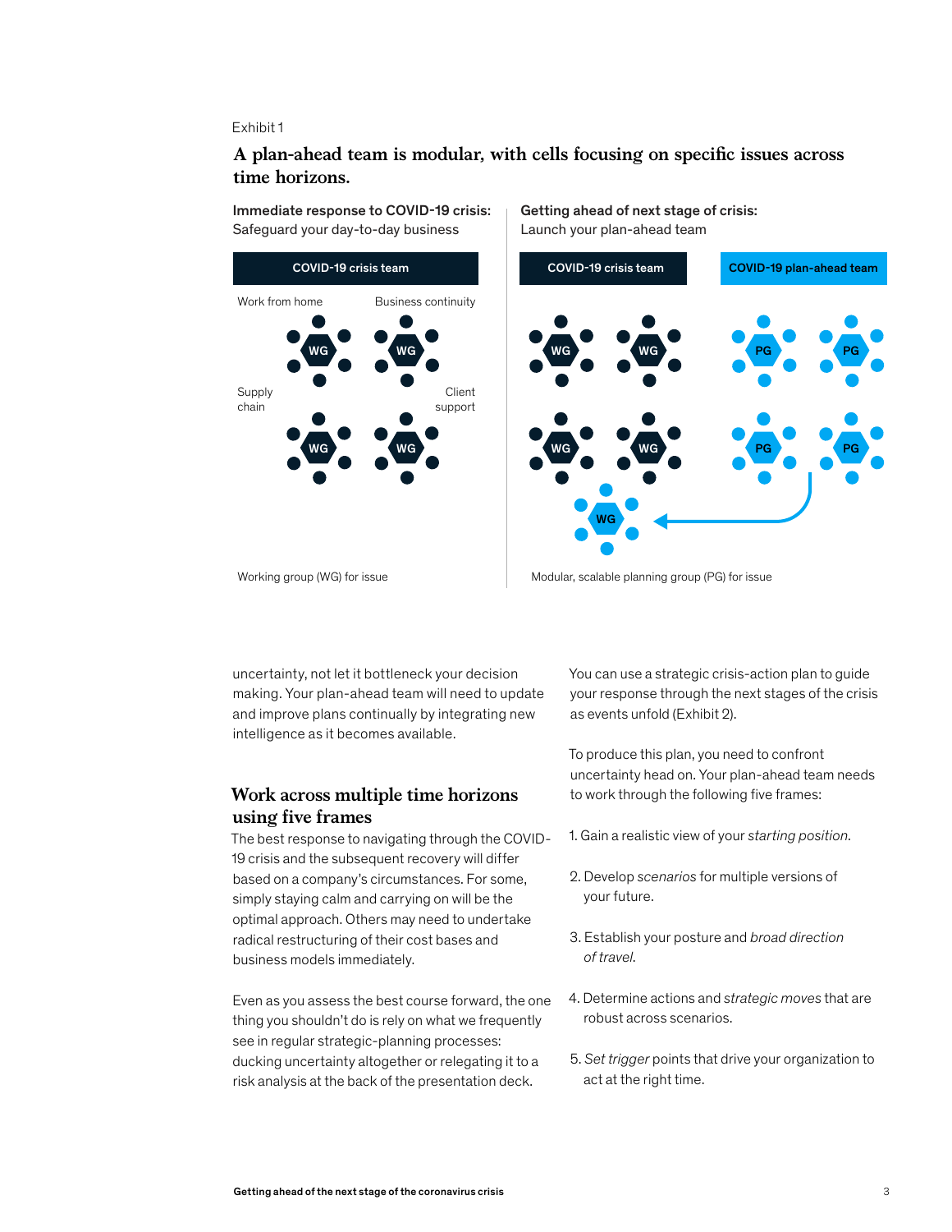Exhibit 1

## A plan-ahead team is modular, with cells focusing on specific issues across time horizons.

**Immediate response to COVID-19 crisis:** Safeguard your day-to-day business

COVID-19 crisis team

Work from home | Business continuity | Supply chain | Client support

WG WG WG WG

Working group (WG) for issue

**Getting ahead of next stage of crisis:** Launch your plan-ahead team

COVID-19 crisis team | COVID-19 plan-ahead team

WG WG WG WG | PG PG PG PG

WG

Modular, scalable planning group (PG) for issue

uncertainty, not let it bottleneck your decision making. Your plan-ahead team will need to update and improve plans continually by integrating new intelligence as it becomes available.

## Work across multiple time horizons using five frames

The best response to navigating through the COVID-19 crisis and the subsequent recovery will differ based on a company's circumstances. For some, simply staying calm and carrying on will be the optimal approach. Others may need to undertake radical restructuring of their cost bases and business models immediately.

Even as you assess the best course forward, the one thing you shouldn't do is rely on what we frequently see in regular strategic-planning processes: ducking uncertainty altogether or relegating it to a risk analysis at the back of the presentation deck.

You can use a strategic crisis-action plan to guide your response through the next stages of the crisis as events unfold (Exhibit 2).

To produce this plan, you need to confront uncertainty head on. Your plan-ahead team needs to work through the following five frames:

1. Gain a realistic view of your *starting position*.

2. Develop *scenarios* for multiple versions of your future.

3. Establish your posture and *broad direction of travel*.

4. Determine actions and *strategic moves* that are robust across scenarios.

5. *Set trigger* points that drive your organization to act at the right time.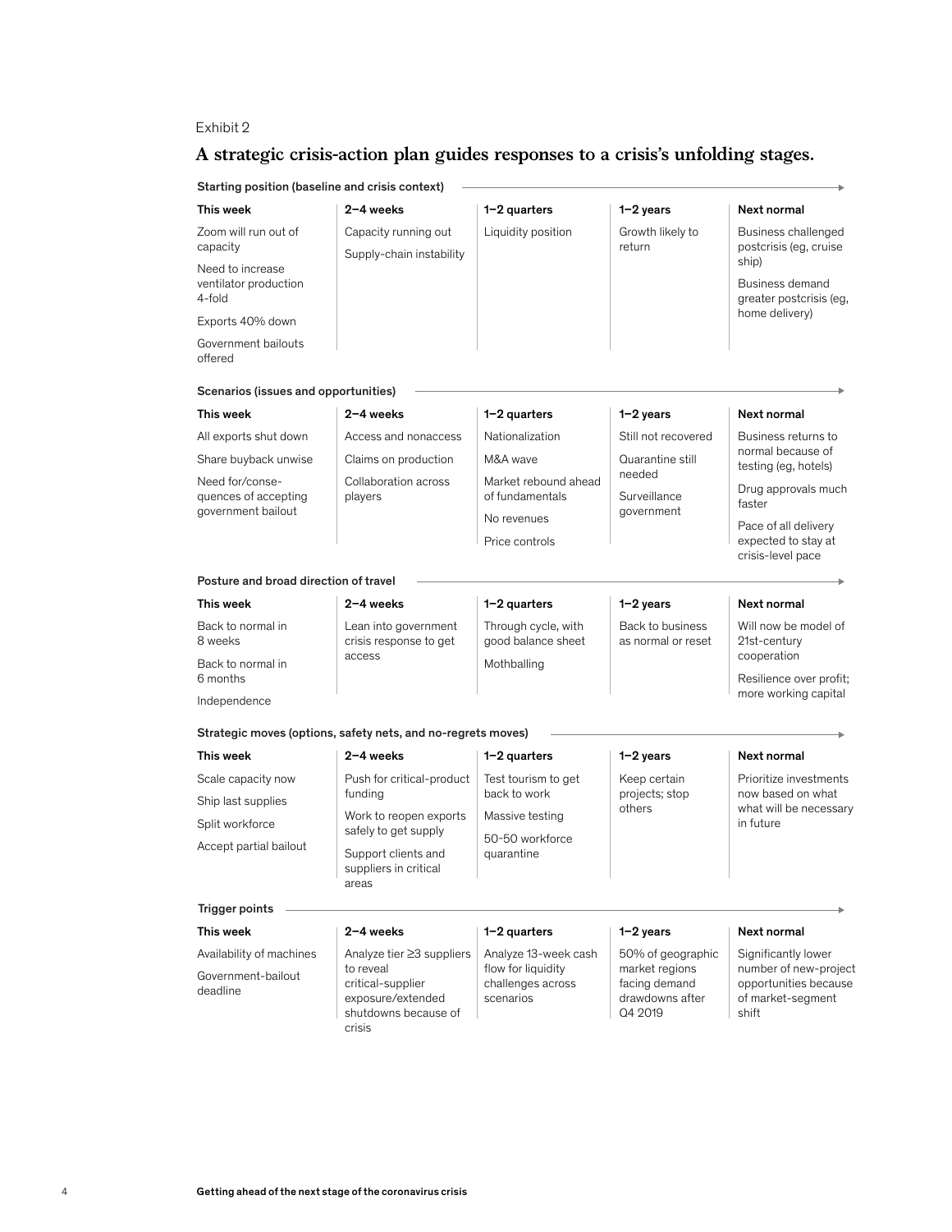Exhibit 2

## A strategic crisis-action plan guides responses to a crisis's unfolding stages.

**Starting position (baseline and crisis context)**

| This week | 2–4 weeks | 1–2 quarters | 1–2 years | Next normal |
|---|---|---|---|---|
| Zoom will run out of capacity<br>Need to increase ventilator production 4-fold<br>Exports 40% down<br>Government bailouts offered | Capacity running out<br>Supply-chain instability | Liquidity position | Growth likely to return | Business challenged postcrisis (eg, cruise ship)<br>Business demand greater postcrisis (eg, home delivery) |

**Scenarios (issues and opportunities)**

| This week | 2–4 weeks | 1–2 quarters | 1–2 years | Next normal |
|---|---|---|---|---|
| All exports shut down<br>Share buyback unwise<br>Need for/consequences of accepting government bailout | Access and nonaccess<br>Claims on production<br>Collaboration across players | Nationalization<br>M&A wave<br>Market rebound ahead of fundamentals<br>No revenues<br>Price controls | Still not recovered<br>Quarantine still needed<br>Surveillance government | Business returns to normal because of testing (eg, hotels)<br>Drug approvals much faster<br>Pace of all delivery expected to stay at crisis-level pace |

**Posture and broad direction of travel**

| This week | 2–4 weeks | 1–2 quarters | 1–2 years | Next normal |
|---|---|---|---|---|
| Back to normal in 8 weeks<br>Back to normal in 6 months<br>Independence | Lean into government crisis response to get access | Through cycle, with good balance sheet<br>Mothballing | Back to business as normal or reset | Will now be model of 21st-century cooperation<br>Resilience over profit; more working capital |

**Strategic moves (options, safety nets, and no-regrets moves)**

| This week | 2–4 weeks | 1–2 quarters | 1–2 years | Next normal |
|---|---|---|---|---|
| Scale capacity now<br>Ship last supplies<br>Split workforce<br>Accept partial bailout | Push for critical-product funding<br>Work to reopen exports safely to get supply<br>Support clients and suppliers in critical areas | Test tourism to get back to work<br>Massive testing<br>50-50 workforce quarantine | Keep certain projects; stop others | Prioritize investments now based on what what will be necessary in future |

**Trigger points**

| This week | 2–4 weeks | 1–2 quarters | 1–2 years | Next normal |
|---|---|---|---|---|
| Availability of machines<br>Government-bailout deadline | Analyze tier ≥3 suppliers to reveal critical-supplier exposure/extended shutdowns because of crisis | Analyze 13-week cash flow for liquidity challenges across scenarios | 50% of geographic market regions facing demand drawdowns after Q4 2019 | Significantly lower number of new-project opportunities because of market-segment shift |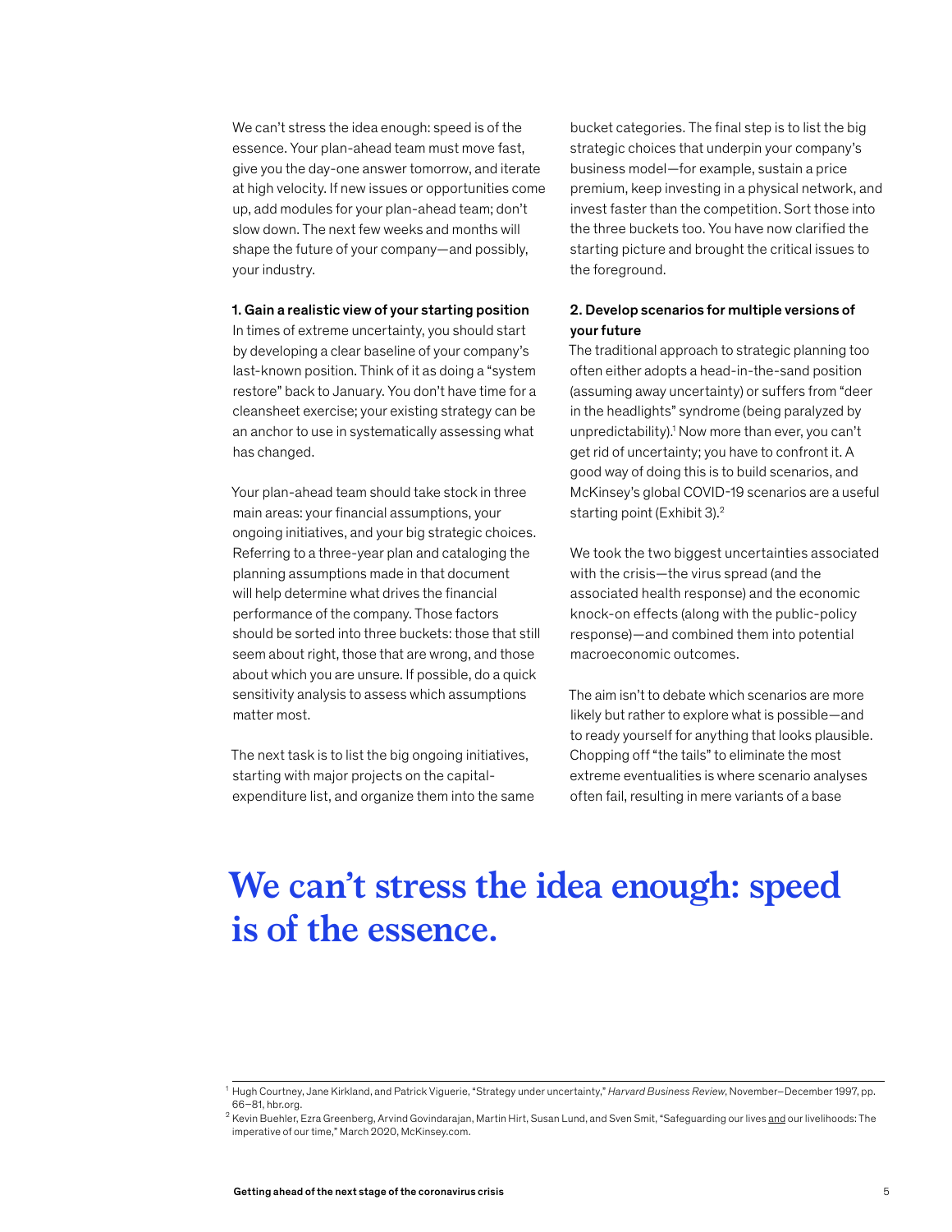We can't stress the idea enough: speed is of the essence. Your plan-ahead team must move fast, give you the day-one answer tomorrow, and iterate at high velocity. If new issues or opportunities come up, add modules for your plan-ahead team; don't slow down. The next few weeks and months will shape the future of your company—and possibly, your industry.

### 1. Gain a realistic view of your starting position

In times of extreme uncertainty, you should start by developing a clear baseline of your company's last-known position. Think of it as doing a "system restore" back to January. You don't have time for a cleansheet exercise; your existing strategy can be an anchor to use in systematically assessing what has changed.

Your plan-ahead team should take stock in three main areas: your financial assumptions, your ongoing initiatives, and your big strategic choices. Referring to a three-year plan and cataloging the planning assumptions made in that document will help determine what drives the financial performance of the company. Those factors should be sorted into three buckets: those that still seem about right, those that are wrong, and those about which you are unsure. If possible, do a quick sensitivity analysis to assess which assumptions matter most.

The next task is to list the big ongoing initiatives, starting with major projects on the capital-expenditure list, and organize them into the same bucket categories. The final step is to list the big strategic choices that underpin your company's business model—for example, sustain a price premium, keep investing in a physical network, and invest faster than the competition. Sort those into the three buckets too. You have now clarified the starting picture and brought the critical issues to the foreground.

### 2. Develop scenarios for multiple versions of your future

The traditional approach to strategic planning too often either adopts a head-in-the-sand position (assuming away uncertainty) or suffers from "deer in the headlights" syndrome (being paralyzed by unpredictability).[1] Now more than ever, you can't get rid of uncertainty; you have to confront it. A good way of doing this is to build scenarios, and McKinsey's global COVID-19 scenarios are a useful starting point (Exhibit 3).[2]

We took the two biggest uncertainties associated with the crisis—the virus spread (and the associated health response) and the economic knock-on effects (along with the public-policy response)—and combined them into potential macroeconomic outcomes.

The aim isn't to debate which scenarios are more likely but rather to explore what is possible—and to ready yourself for anything that looks plausible. Chopping off "the tails" to eliminate the most extreme eventualities is where scenario analyses often fail, resulting in mere variants of a base

## We can't stress the idea enough: speed is of the essence.

---

[1] Hugh Courtney, Jane Kirkland, and Patrick Viguerie, "Strategy under uncertainty," *Harvard Business Review*, November–December 1997, pp. 66–81, hbr.org.

[2] Kevin Buehler, Ezra Greenberg, Arvind Govindarajan, Martin Hirt, Susan Lund, and Sven Smit, "Safeguarding our lives and our livelihoods: The imperative of our time," March 2020, McKinsey.com.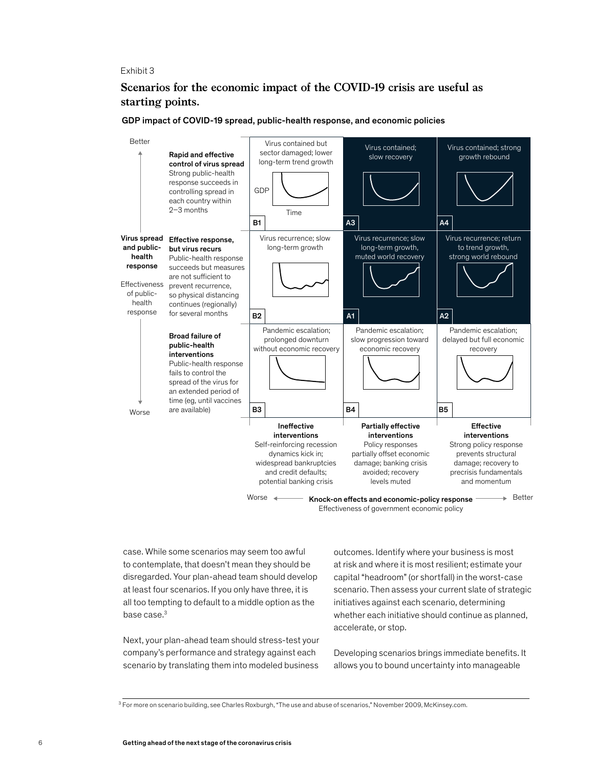Exhibit 3

## Scenarios for the economic impact of the COVID-19 crisis are useful as starting points.

**GDP impact of COVID-19 spread, public-health response, and economic policies**

**Virus spread and public-health response** — Effectiveness of public-health response (Better ↑ / Worse ↓)

**Knock-on effects and economic-policy response** — Effectiveness of government economic policy (Worse ← → Better)

| Virus spread and public-health response | Ineffective interventions | Partially effective interventions | Effective interventions |
|---|---|---|---|
| **Rapid and effective control of virus spread** Strong public-health response succeeds in controlling spread in each country within 2–3 months | **B1** Virus contained but sector damaged; lower long-term trend growth | **A3** Virus contained; slow recovery | **A4** Virus contained; strong growth rebound |
| **Effective response, but virus recurs** Public-health response succeeds but measures are not sufficient to prevent recurrence, so physical distancing continues (regionally) for several months | **B2** Virus recurrence; slow long-term growth | **A1** Virus recurrence; slow long-term growth, muted world recovery | **A2** Virus recurrence; return to trend growth, strong world rebound |
| **Broad failure of public-health interventions** Public-health response fails to control the spread of the virus for an extended period of time (eg, until vaccines are available) | **B3** Pandemic escalation; prolonged downturn without economic recovery | **B4** Pandemic escalation; slow progression toward economic recovery | **B5** Pandemic escalation; delayed but full economic recovery |

**Ineffective interventions:** Self-reinforcing recession dynamics kick in; widespread bankruptcies and credit defaults; potential banking crisis

**Partially effective interventions:** Policy responses partially offset economic damage; banking crisis avoided; recovery levels muted

**Effective interventions:** Strong policy response prevents structural damage; recovery to precrisis fundamentals and momentum

case. While some scenarios may seem too awful to contemplate, that doesn't mean they should be disregarded. Your plan-ahead team should develop at least four scenarios. If you only have three, it is all too tempting to default to a middle option as the base case.[3]

Next, your plan-ahead team should stress-test your company's performance and strategy against each scenario by translating them into modeled business outcomes. Identify where your business is most at risk and where it is most resilient; estimate your capital "headroom" (or shortfall) in the worst-case scenario. Then assess your current slate of strategic initiatives against each scenario, determining whether each initiative should continue as planned, accelerate, or stop.

Developing scenarios brings immediate benefits. It allows you to bound uncertainty into manageable

[3] For more on scenario building, see Charles Roxburgh, "The use and abuse of scenarios," November 2009, McKinsey.com.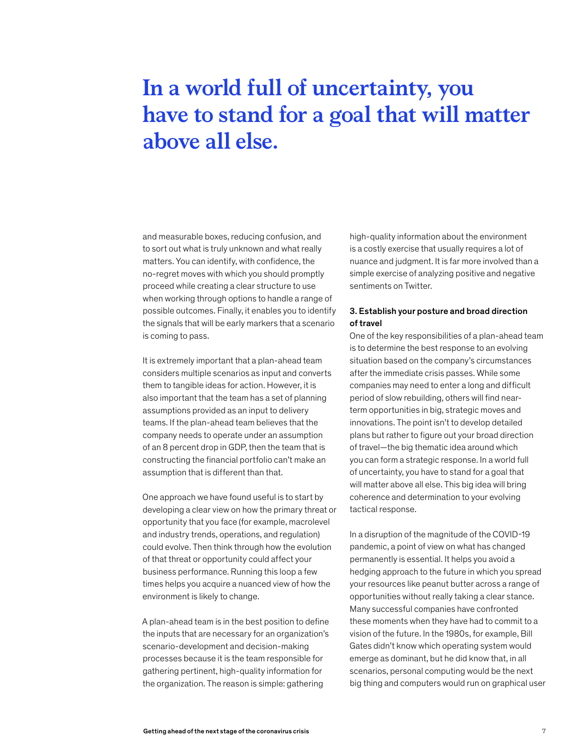> **In a world full of uncertainty, you have to stand for a goal that will matter above all else.**

and measurable boxes, reducing confusion, and to sort out what is truly unknown and what really matters. You can identify, with confidence, the no-regret moves with which you should promptly proceed while creating a clear structure to use when working through options to handle a range of possible outcomes. Finally, it enables you to identify the signals that will be early markers that a scenario is coming to pass.

It is extremely important that a plan-ahead team considers multiple scenarios as input and converts them to tangible ideas for action. However, it is also important that the team has a set of planning assumptions provided as an input to delivery teams. If the plan-ahead team believes that the company needs to operate under an assumption of an 8 percent drop in GDP, then the team that is constructing the financial portfolio can't make an assumption that is different than that.

One approach we have found useful is to start by developing a clear view on how the primary threat or opportunity that you face (for example, macrolevel and industry trends, operations, and regulation) could evolve. Then think through how the evolution of that threat or opportunity could affect your business performance. Running this loop a few times helps you acquire a nuanced view of how the environment is likely to change.

A plan-ahead team is in the best position to define the inputs that are necessary for an organization's scenario-development and decision-making processes because it is the team responsible for gathering pertinent, high-quality information for the organization. The reason is simple: gathering high-quality information about the environment is a costly exercise that usually requires a lot of nuance and judgment. It is far more involved than a simple exercise of analyzing positive and negative sentiments on Twitter.

### 3. Establish your posture and broad direction of travel

One of the key responsibilities of a plan-ahead team is to determine the best response to an evolving situation based on the company's circumstances after the immediate crisis passes. While some companies may need to enter a long and difficult period of slow rebuilding, others will find near-term opportunities in big, strategic moves and innovations. The point isn't to develop detailed plans but rather to figure out your broad direction of travel—the big thematic idea around which you can form a strategic response. In a world full of uncertainty, you have to stand for a goal that will matter above all else. This big idea will bring coherence and determination to your evolving tactical response.

In a disruption of the magnitude of the COVID-19 pandemic, a point of view on what has changed permanently is essential. It helps you avoid a hedging approach to the future in which you spread your resources like peanut butter across a range of opportunities without really taking a clear stance. Many successful companies have confronted these moments when they have had to commit to a vision of the future. In the 1980s, for example, Bill Gates didn't know which operating system would emerge as dominant, but he did know that, in all scenarios, personal computing would be the next big thing and computers would run on graphical user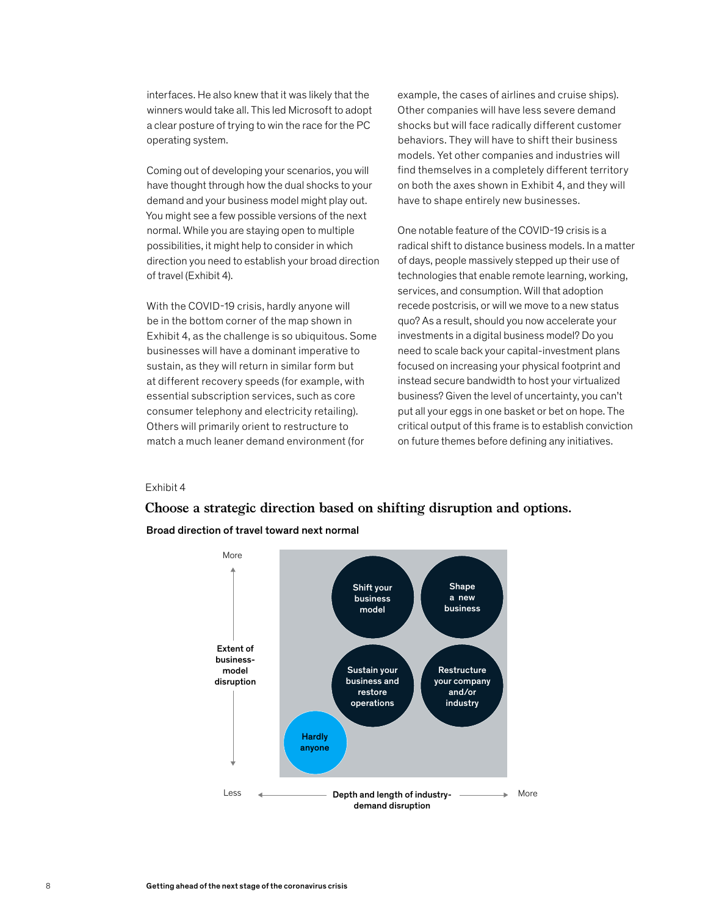interfaces. He also knew that it was likely that the winners would take all. This led Microsoft to adopt a clear posture of trying to win the race for the PC operating system.

Coming out of developing your scenarios, you will have thought through how the dual shocks to your demand and your business model might play out. You might see a few possible versions of the next normal. While you are staying open to multiple possibilities, it might help to consider in which direction you need to establish your broad direction of travel (Exhibit 4).

With the COVID-19 crisis, hardly anyone will be in the bottom corner of the map shown in Exhibit 4, as the challenge is so ubiquitous. Some businesses will have a dominant imperative to sustain, as they will return in similar form but at different recovery speeds (for example, with essential subscription services, such as core consumer telephony and electricity retailing). Others will primarily orient to restructure to match a much leaner demand environment (for example, the cases of airlines and cruise ships). Other companies will have less severe demand shocks but will face radically different customer behaviors. They will have to shift their business models. Yet other companies and industries will find themselves in a completely different territory on both the axes shown in Exhibit 4, and they will have to shape entirely new businesses.

One notable feature of the COVID-19 crisis is a radical shift to distance business models. In a matter of days, people massively stepped up their use of technologies that enable remote learning, working, services, and consumption. Will that adoption recede postcrisis, or will we move to a new status quo? As a result, should you now accelerate your investments in a digital business model? Do you need to scale back your capital-investment plans focused on increasing your physical footprint and instead secure bandwidth to host your virtualized business? Given the level of uncertainty, you can't put all your eggs in one basket or bet on hope. The critical output of this frame is to establish conviction on future themes before defining any initiatives.

Exhibit 4

## Choose a strategic direction based on shifting disruption and options.

**Broad direction of travel toward next normal**

| Extent of business-model disruption ↓ / Depth and length of industry-demand disruption → | Less | | More |
|---|---|---|---|
| More | | Shift your business model | Shape a new business |
| | | Sustain your business and restore operations | Restructure your company and/or industry |
| Less | Hardly anyone | | |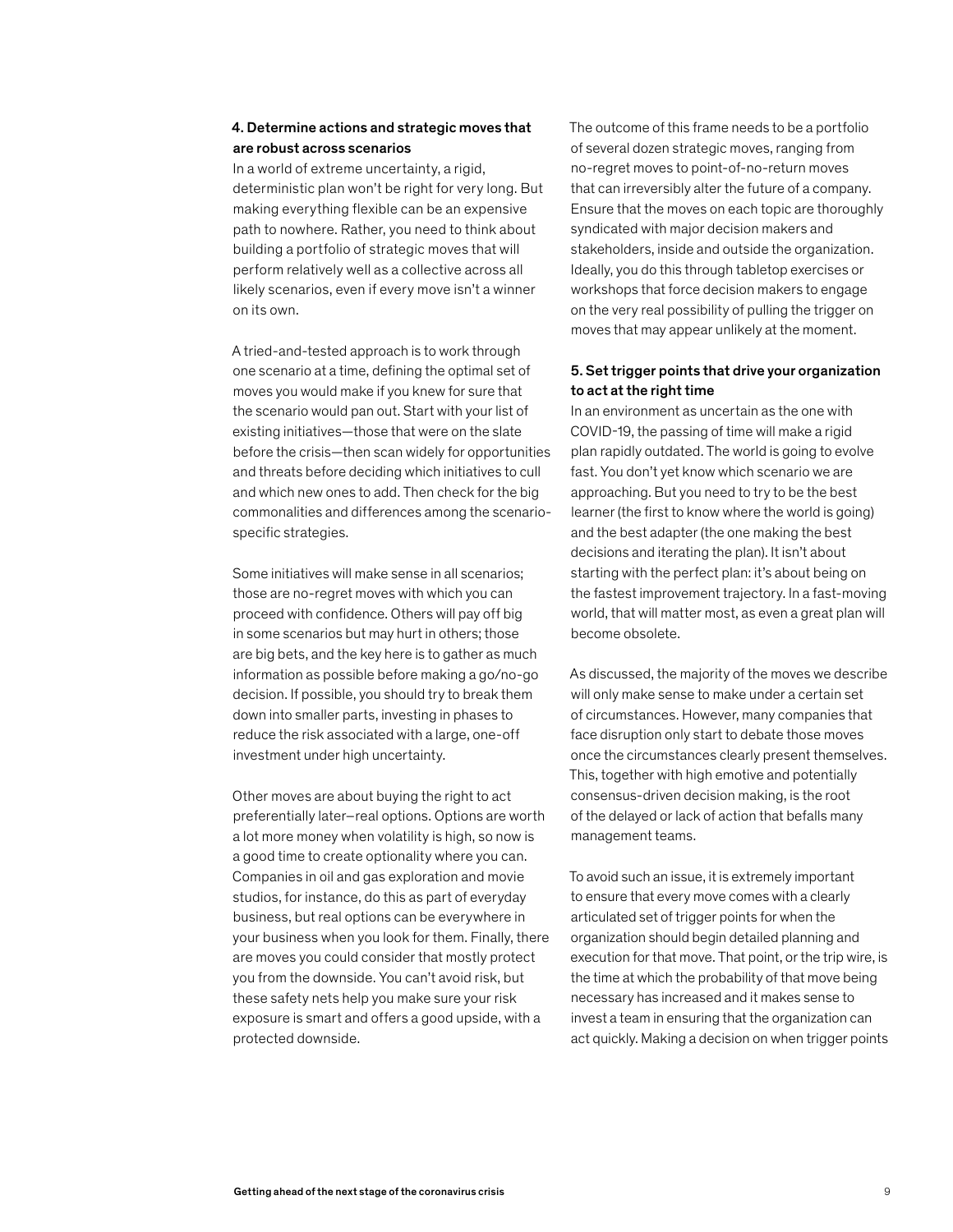**4. Determine actions and strategic moves that are robust across scenarios**

In a world of extreme uncertainty, a rigid, deterministic plan won't be right for very long. But making everything flexible can be an expensive path to nowhere. Rather, you need to think about building a portfolio of strategic moves that will perform relatively well as a collective across all likely scenarios, even if every move isn't a winner on its own.

A tried-and-tested approach is to work through one scenario at a time, defining the optimal set of moves you would make if you knew for sure that the scenario would pan out. Start with your list of existing initiatives—those that were on the slate before the crisis—then scan widely for opportunities and threats before deciding which initiatives to cull and which new ones to add. Then check for the big commonalities and differences among the scenario-specific strategies.

Some initiatives will make sense in all scenarios; those are no-regret moves with which you can proceed with confidence. Others will pay off big in some scenarios but may hurt in others; those are big bets, and the key here is to gather as much information as possible before making a go/no-go decision. If possible, you should try to break them down into smaller parts, investing in phases to reduce the risk associated with a large, one-off investment under high uncertainty.

Other moves are about buying the right to act preferentially later—real options. Options are worth a lot more money when volatility is high, so now is a good time to create optionality where you can. Companies in oil and gas exploration and movie studios, for instance, do this as part of everyday business, but real options can be everywhere in your business when you look for them. Finally, there are moves you could consider that mostly protect you from the downside. You can't avoid risk, but these safety nets help you make sure your risk exposure is smart and offers a good upside, with a protected downside.

The outcome of this frame needs to be a portfolio of several dozen strategic moves, ranging from no-regret moves to point-of-no-return moves that can irreversibly alter the future of a company. Ensure that the moves on each topic are thoroughly syndicated with major decision makers and stakeholders, inside and outside the organization. Ideally, you do this through tabletop exercises or workshops that force decision makers to engage on the very real possibility of pulling the trigger on moves that may appear unlikely at the moment.

**5. Set trigger points that drive your organization to act at the right time**

In an environment as uncertain as the one with COVID-19, the passing of time will make a rigid plan rapidly outdated. The world is going to evolve fast. You don't yet know which scenario we are approaching. But you need to try to be the best learner (the first to know where the world is going) and the best adapter (the one making the best decisions and iterating the plan). It isn't about starting with the perfect plan: it's about being on the fastest improvement trajectory. In a fast-moving world, that will matter most, as even a great plan will become obsolete.

As discussed, the majority of the moves we describe will only make sense to make under a certain set of circumstances. However, many companies that face disruption only start to debate those moves once the circumstances clearly present themselves. This, together with high emotive and potentially consensus-driven decision making, is the root of the delayed or lack of action that befalls many management teams.

To avoid such an issue, it is extremely important to ensure that every move comes with a clearly articulated set of trigger points for when the organization should begin detailed planning and execution for that move. That point, or the trip wire, is the time at which the probability of that move being necessary has increased and it makes sense to invest a team in ensuring that the organization can act quickly. Making a decision on when trigger points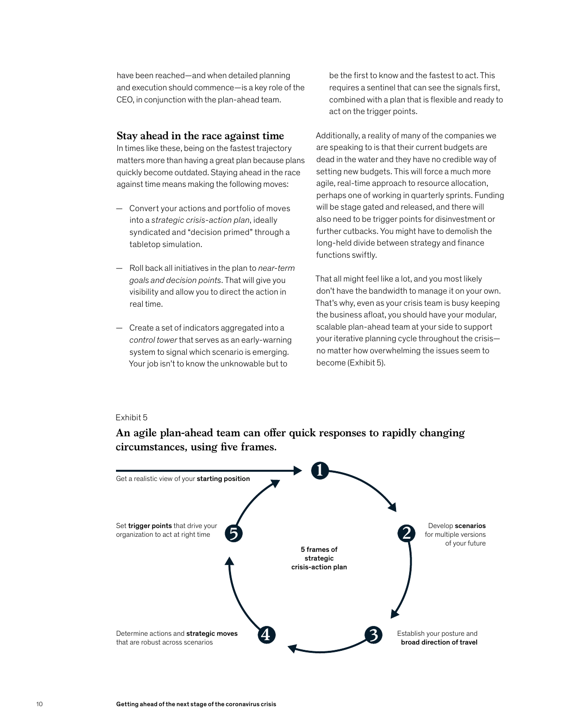have been reached—and when detailed planning and execution should commence—is a key role of the CEO, in conjunction with the plan-ahead team.

## Stay ahead in the race against time

In times like these, being on the fastest trajectory matters more than having a great plan because plans quickly become outdated. Staying ahead in the race against time means making the following moves:

— Convert your actions and portfolio of moves into a *strategic crisis-action plan*, ideally syndicated and "decision primed" through a tabletop simulation.

— Roll back all initiatives in the plan to *near-term goals and decision points*. That will give you visibility and allow you to direct the action in real time.

— Create a set of indicators aggregated into a *control tower* that serves as an early-warning system to signal which scenario is emerging. Your job isn't to know the unknowable but to be the first to know and the fastest to act. This requires a sentinel that can see the signals first, combined with a plan that is flexible and ready to act on the trigger points.

Additionally, a reality of many of the companies we are speaking to is that their current budgets are dead in the water and they have no credible way of setting new budgets. This will force a much more agile, real-time approach to resource allocation, perhaps one of working in quarterly sprints. Funding will be stage gated and released, and there will also need to be trigger points for disinvestment or further cutbacks. You might have to demolish the long-held divide between strategy and finance functions swiftly.

That all might feel like a lot, and you most likely don't have the bandwidth to manage it on your own. That's why, even as your crisis team is busy keeping the business afloat, you should have your modular, scalable plan-ahead team at your side to support your iterative planning cycle throughout the crisis—no matter how overwhelming the issues seem to become (Exhibit 5).

Exhibit 5

**An agile plan-ahead team can offer quick responses to rapidly changing circumstances, using five frames.**

**5 frames of strategic crisis-action plan**

1. Get a realistic view of your **starting position**
2. Develop **scenarios** for multiple versions of your future
3. Establish your posture and **broad direction of travel**
4. Determine actions and **strategic moves** that are robust across scenarios
5. Set **trigger points** that drive your organization to act at right time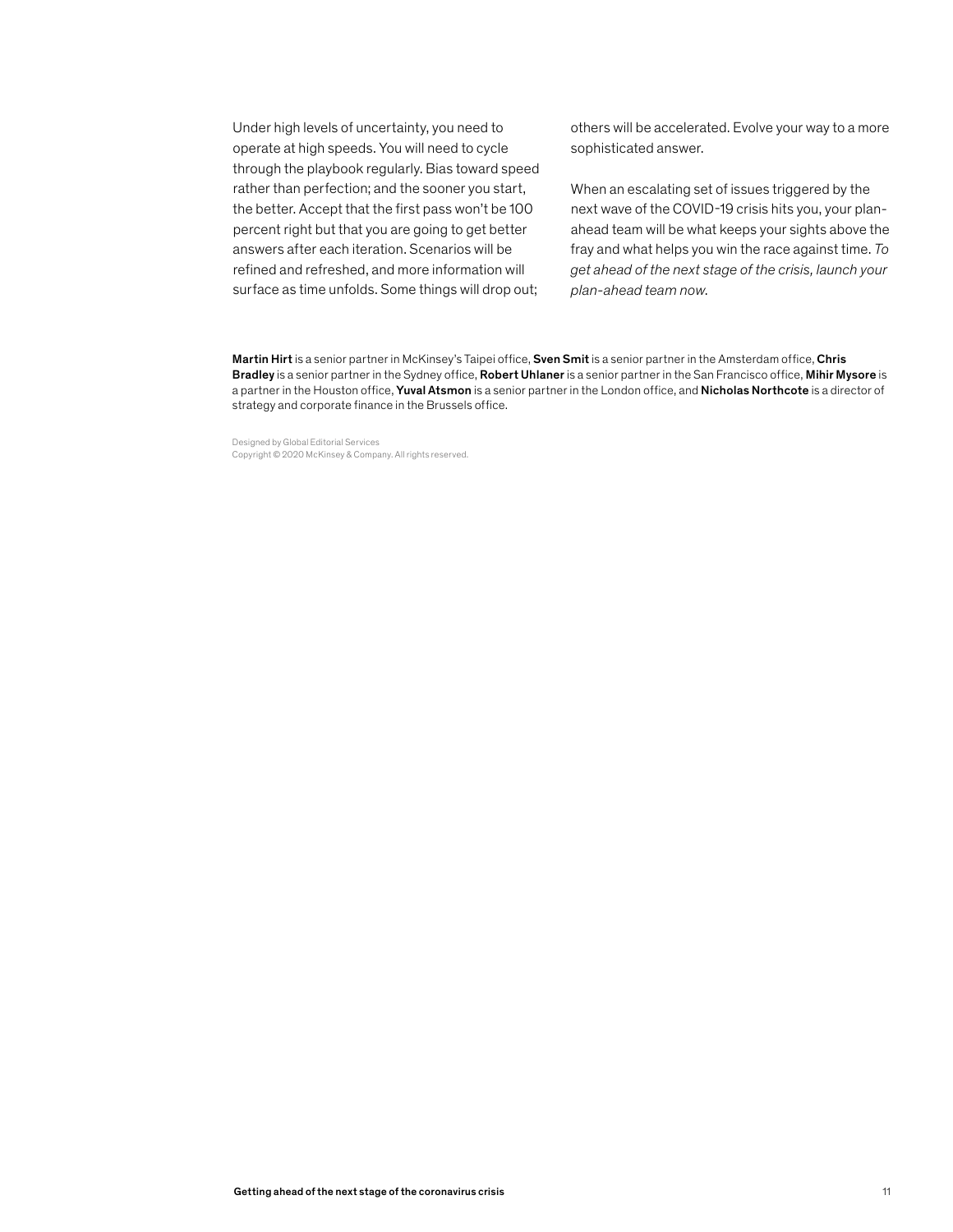Under high levels of uncertainty, you need to operate at high speeds. You will need to cycle through the playbook regularly. Bias toward speed rather than perfection; and the sooner you start, the better. Accept that the first pass won't be 100 percent right but that you are going to get better answers after each iteration. Scenarios will be refined and refreshed, and more information will surface as time unfolds. Some things will drop out; others will be accelerated. Evolve your way to a more sophisticated answer.

When an escalating set of issues triggered by the next wave of the COVID-19 crisis hits you, your plan-ahead team will be what keeps your sights above the fray and what helps you win the race against time. *To get ahead of the next stage of the crisis, launch your plan-ahead team now.*

**Martin Hirt** is a senior partner in McKinsey's Taipei office, **Sven Smit** is a senior partner in the Amsterdam office, **Chris Bradley** is a senior partner in the Sydney office, **Robert Uhlaner** is a senior partner in the San Francisco office, **Mihir Mysore** is a partner in the Houston office, **Yuval Atsmon** is a senior partner in the London office, and **Nicholas Northcote** is a director of strategy and corporate finance in the Brussels office.

Designed by Global Editorial Services
Copyright © 2020 McKinsey & Company. All rights reserved.